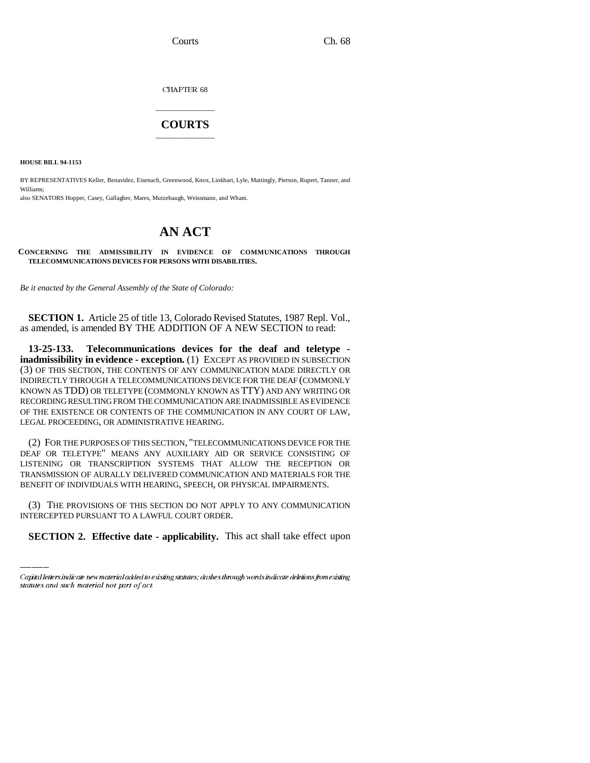CHAPTER 68

# COURTS

**HOUSE BILL 94-1153**

BY REPRESENTATIVES Keller, Benavidez, Eisenach, Greenwood, Knox, Linkhart, Lyle, Mattingly, Pierson, Rupert, Tanner, and Williams;

also SENATORS Hopper, Casey, Gallagher, Mares, Mutzebaugh, Weissmann, and Wham.

# AN ACT

**CONCERNING THE ADMISSIBILITY IN EVIDENCE OF COMMUNICATIONS THROUGH TELECOMMUNICATIONS DEVICES FOR PERSONS WITH DISABILITIES.**

*Be it enacted by the General Assembly of the State of Colorado:*

**SECTION 1.** Article 25 of title 13, Colorado Revised Statutes, 1987 Repl. Vol., as amended, is amended BY THE ADDITION OF A NEW SECTION to read:

**13-25-133. Telecommunications devices for the deaf and teletype - inadmissibility in evidence - exception.** (1) EXCEPT AS PROVIDED IN SUBSECTION (3) OF THIS SECTION, THE CONTENTS OF ANY COMMUNICATION MADE DIRECTLY OR INDIRECTLY THROUGH A TELECOMMUNICATIONS DEVICE FOR THE DEAF (COMMONLY KNOWN AS TDD) OR TELETYPE (COMMONLY KNOWN AS TTY) AND ANY WRITING OR RECORDING RESULTING FROM THE COMMUNICATION ARE INADMISSIBLE AS EVIDENCE OF THE EXISTENCE OR CONTENTS OF THE COMMUNICATION IN ANY COURT OF LAW, LEGAL PROCEEDING, OR ADMINISTRATIVE HEARING.

(2) FOR THE PURPOSES OF THIS SECTION, "TELECOMMUNICATIONS DEVICE FOR THE DEAF OR TELETYPE" MEANS ANY AUXILIARY AID OR SERVICE CONSISTING OF LISTENING OR TRANSCRIPTION SYSTEMS THAT ALLOW THE RECEPTION OR TRANSMISSION OF AURALLY DELIVERED COMMUNICATION AND MATERIALS FOR THE BENEFIT OF INDIVIDUALS WITH HEARING, SPEECH, OR PHYSICAL IMPAIRMENTS.

(3) THE PROVISIONS OF THIS SECTION DO NOT APPLY TO ANY COMMUNICATION INTERCEPTED PURSUANT TO A LAWFUL COURT ORDER.

**SECTION 2. Effective date - applicability.** This act shall take effect upon

*Capital letters indicate new material added to existing statutes; dashes through words indicate deletions from existing statutes and such material not part of act.*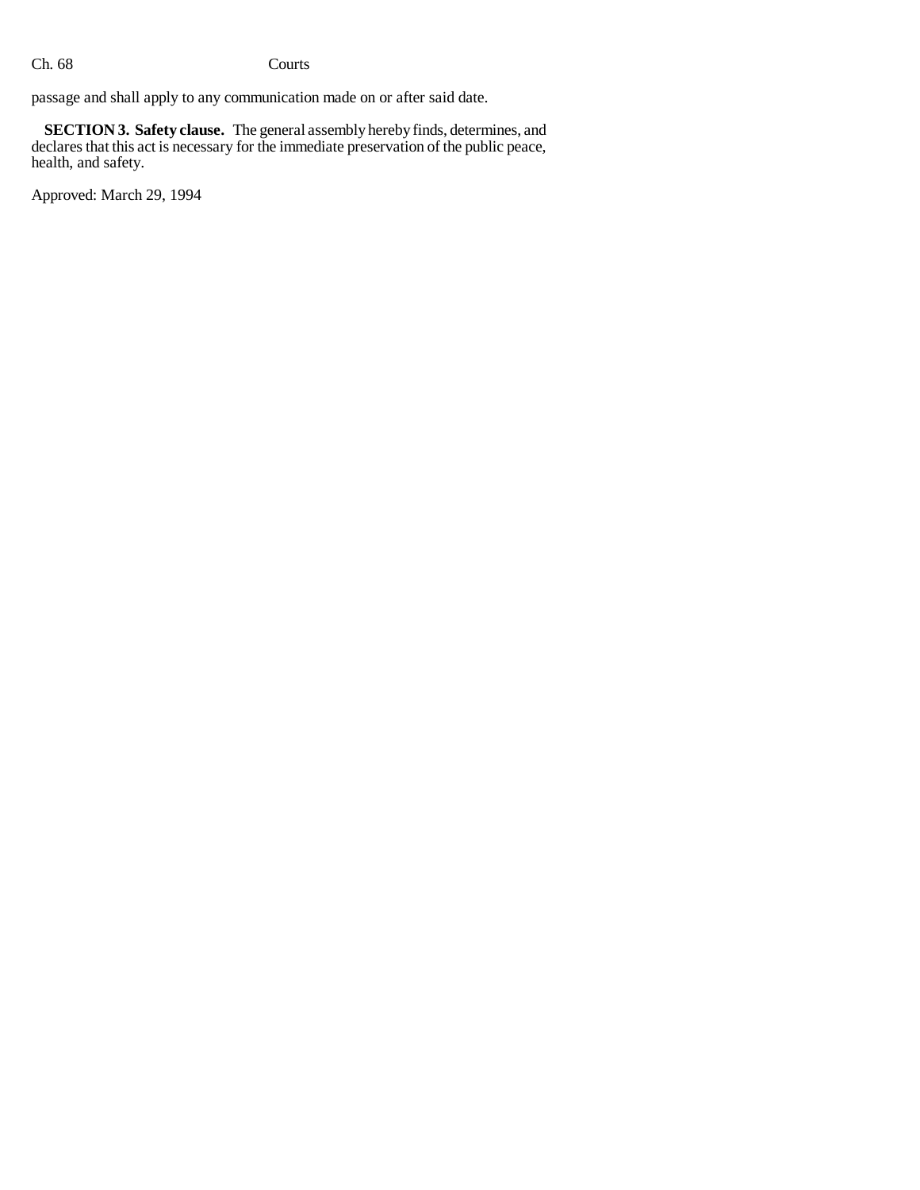passage and shall apply to any communication made on or after said date.

**SECTION 3. Safety clause.** The general assembly hereby finds, determines, and declares that this act is necessary for the immediate preservation of the public peace, health, and safety.

Approved: March 29, 1994